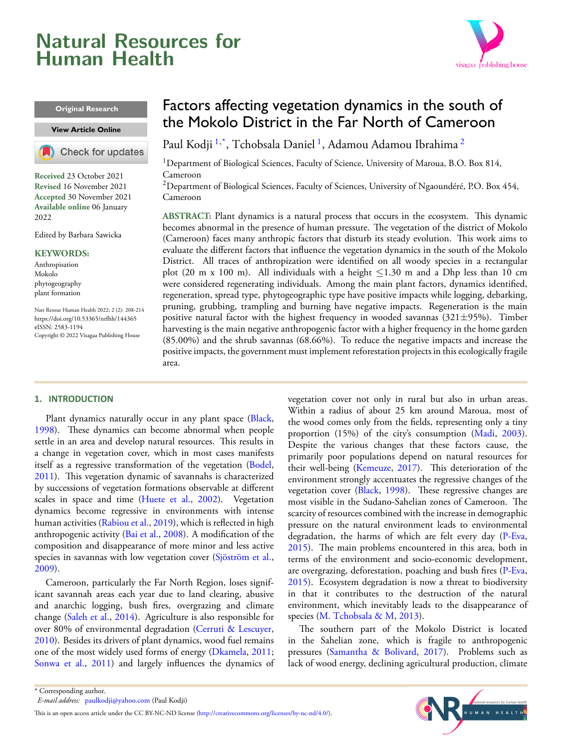Natural Resources for Human Health

Original Research

View Article Online

Check for updates

**Received** 23 October 2021
**Revised** 16 November 2021
**Accepted** 30 November 2021
**Available online** 06 January 2022

Edited by Barbara Sawicka

**KEYWORDS:**

Anthropisation
Mokolo
phytogeography
plant formation

Natr Resour Human Health 2022; 2 (2): 208-214
https://doi.org/10.53365/nrfhh/144365
eISSN: 2583-1194
Copyright © 2022 Visagaa Publishing House

# Factors affecting vegetation dynamics in the south of the Mokolo District in the Far North of Cameroon

Paul Kodji [1,*], Tchobsala Daniel [1], Adamou Adamou Ibrahima [2]

[1]Department of Biological Sciences, Faculty of Science, University of Maroua, B.O. Box 814, Cameroon

[2]Department of Biological Sciences, Faculty of Sciences, University of Ngaoundéré, P.O. Box 454, Cameroon

**ABSTRACT:** Plant dynamics is a natural process that occurs in the ecosystem. This dynamic becomes abnormal in the presence of human pressure. The vegetation of the district of Mokolo (Cameroon) faces many anthropic factors that disturb its steady evolution. This work aims to evaluate the different factors that influence the vegetation dynamics in the south of the Mokolo District. All traces of anthropization were identified on all woody species in a rectangular plot (20 m x 100 m). All individuals with a height $\leq$1.30 m and a Dhp less than 10 cm were considered regenerating individuals. Among the main plant factors, dynamics identified, regeneration, spread type, phytogeographic type have positive impacts while logging, debarking, pruning, grubbing, trampling and burning have negative impacts. Regeneration is the main positive natural factor with the highest frequency in wooded savannas (321$\pm$95%). Timber harvesting is the main negative anthropogenic factor with a higher frequency in the home garden (85.00%) and the shrub savannas (68.66%). To reduce the negative impacts and increase the positive impacts, the government must implement reforestation projects in this ecologically fragile area.

## 1. INTRODUCTION

Plant dynamics naturally occur in any plant space (Black, 1998). These dynamics can become abnormal when people settle in an area and develop natural resources. This results in a change in vegetation cover, which in most cases manifests itself as a regressive transformation of the vegetation (Bodel, 2011). This vegetation dynamic of savannahs is characterized by successions of vegetation formations observable at different scales in space and time (Huete et al., 2002). Vegetation dynamics become regressive in environments with intense human activities (Rabiou et al., 2019), which is reflected in high anthropogenic activity (Bai et al., 2008). A modification of the composition and disappearance of more minor and less active species in savannas with low vegetation cover (Sjöström et al., 2009).

Cameroon, particularly the Far North Region, loses significant savannah areas each year due to land clearing, abusive and anarchic logging, bush fires, overgrazing and climate change (Saleh et al., 2014). Agriculture is also responsible for over 80% of environmental degradation (Cerruti & Lescuyer, 2010). Besides its drivers of plant dynamics, wood fuel remains one of the most widely used forms of energy (Dkamela, 2011; Sonwa et al., 2011) and largely influences the dynamics of vegetation cover not only in rural but also in urban areas. Within a radius of about 25 km around Maroua, most of the wood comes only from the fields, representing only a tiny proportion (15%) of the city's consumption (Madi, 2003). Despite the various changes that these factors cause, the primarily poor populations depend on natural resources for their well-being (Kemeuze, 2017). This deterioration of the environment strongly accentuates the regressive changes of the vegetation cover (Black, 1998). These regressive changes are most visible in the Sudano-Sahelian zones of Cameroon. The scarcity of resources combined with the increase in demographic pressure on the natural environment leads to environmental degradation, the harms of which are felt every day (P-Eva, 2015). The main problems encountered in this area, both in terms of the environment and socio-economic development, are overgrazing, deforestation, poaching and bush fires (P-Eva, 2015). Ecosystem degradation is now a threat to biodiversity in that it contributes to the destruction of the natural environment, which inevitably leads to the disappearance of species (M. Tchobsala & M, 2013).

The southern part of the Mokolo District is located in the Sahelian zone, which is fragile to anthropogenic pressures (Samantha & Bolivard, 2017). Problems such as lack of wood energy, declining agricultural production, climate

\* Corresponding author.
*E-mail address:* paulkodji@yahoo.com (Paul Kodji)

This is an open access article under the CC BY-NC-ND license (http://creativecommons.org/licenses/by-nc-nd/4.0/).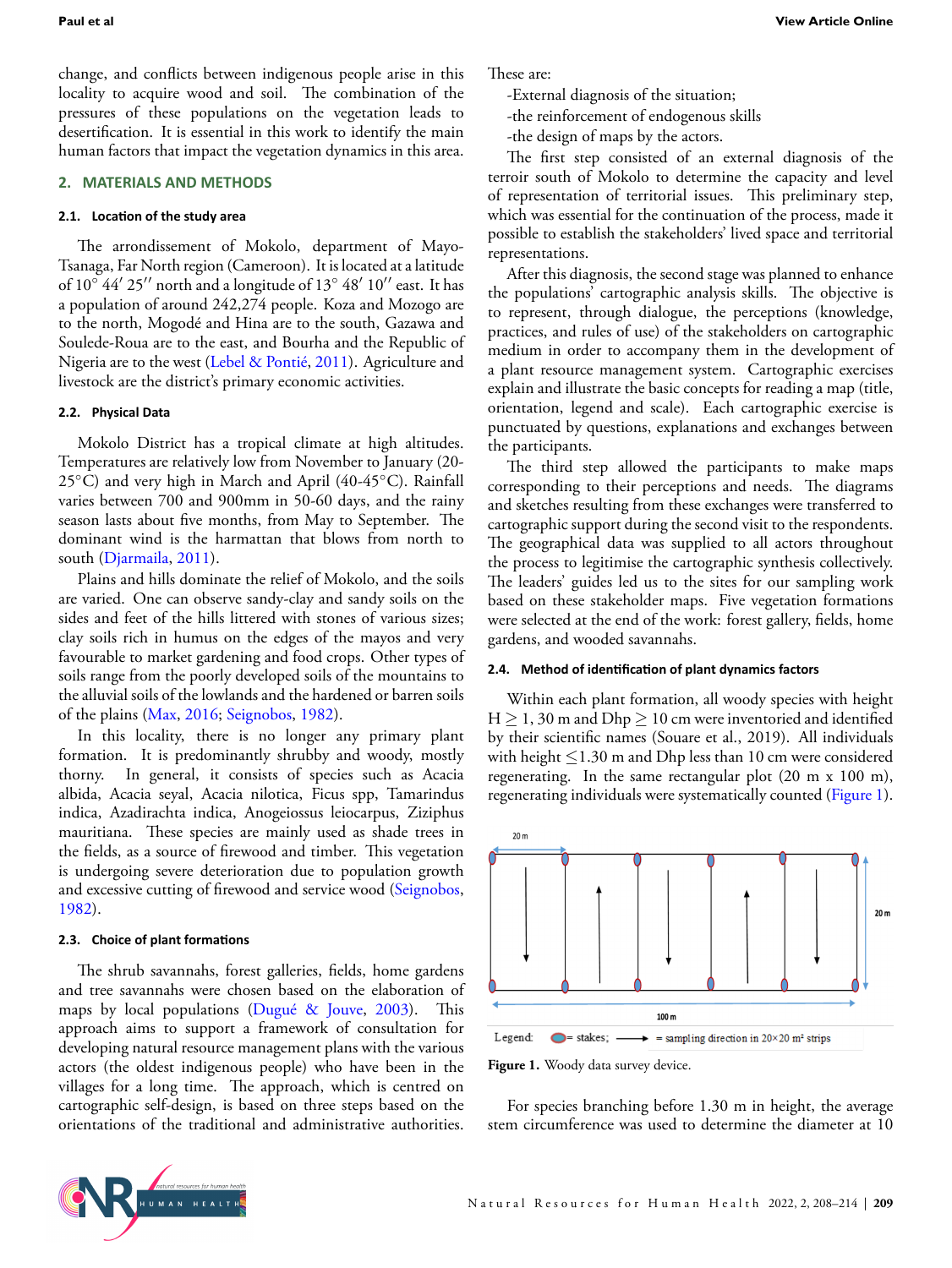change, and conflicts between indigenous people arise in this locality to acquire wood and soil. The combination of the pressures of these populations on the vegetation leads to desertification. It is essential in this work to identify the main human factors that impact the vegetation dynamics in this area.

## 2. MATERIALS AND METHODS

### 2.1. Location of the study area

The arrondissement of Mokolo, department of Mayo-Tsanaga, Far North region (Cameroon). It is located at a latitude of 10° 44′ 25″ north and a longitude of 13° 48′ 10″ east. It has a population of around 242,274 people. Koza and Mozogo are to the north, Mogodé and Hina are to the south, Gazawa and Soulede-Roua are to the east, and Bourha and the Republic of Nigeria are to the west (Lebel & Pontié, 2011). Agriculture and livestock are the district's primary economic activities.

### 2.2. Physical Data

Mokolo District has a tropical climate at high altitudes. Temperatures are relatively low from November to January (20-25°C) and very high in March and April (40-45°C). Rainfall varies between 700 and 900mm in 50-60 days, and the rainy season lasts about five months, from May to September. The dominant wind is the harmattan that blows from north to south (Djarmaila, 2011).

Plains and hills dominate the relief of Mokolo, and the soils are varied. One can observe sandy-clay and sandy soils on the sides and feet of the hills littered with stones of various sizes; clay soils rich in humus on the edges of the mayos and very favourable to market gardening and food crops. Other types of soils range from the poorly developed soils of the mountains to the alluvial soils of the lowlands and the hardened or barren soils of the plains (Max, 2016; Seignobos, 1982).

In this locality, there is no longer any primary plant formation. It is predominantly shrubby and woody, mostly thorny. In general, it consists of species such as Acacia albida, Acacia seyal, Acacia nilotica, Ficus spp, Tamarindus indica, Azadirachta indica, Anogeiossus leiocarpus, Ziziphus mauritiana. These species are mainly used as shade trees in the fields, as a source of firewood and timber. This vegetation is undergoing severe deterioration due to population growth and excessive cutting of firewood and service wood (Seignobos, 1982).

### 2.3. Choice of plant formations

The shrub savannahs, forest galleries, fields, home gardens and tree savannahs were chosen based on the elaboration of maps by local populations (Dugué & Jouve, 2003). This approach aims to support a framework of consultation for developing natural resource management plans with the various actors (the oldest indigenous people) who have been in the villages for a long time. The approach, which is centred on cartographic self-design, is based on three steps based on the orientations of the traditional and administrative authorities. These are:

- -External diagnosis of the situation;
- -the reinforcement of endogenous skills
- -the design of maps by the actors.

The first step consisted of an external diagnosis of the terroir south of Mokolo to determine the capacity and level of representation of territorial issues. This preliminary step, which was essential for the continuation of the process, made it possible to establish the stakeholders' lived space and territorial representations.

After this diagnosis, the second stage was planned to enhance the populations' cartographic analysis skills. The objective is to represent, through dialogue, the perceptions (knowledge, practices, and rules of use) of the stakeholders on cartographic medium in order to accompany them in the development of a plant resource management system. Cartographic exercises explain and illustrate the basic concepts for reading a map (title, orientation, legend and scale). Each cartographic exercise is punctuated by questions, explanations and exchanges between the participants.

The third step allowed the participants to make maps corresponding to their perceptions and needs. The diagrams and sketches resulting from these exchanges were transferred to cartographic support during the second visit to the respondents. The geographical data was supplied to all actors throughout the process to legitimise the cartographic synthesis collectively. The leaders' guides led us to the sites for our sampling work based on these stakeholder maps. Five vegetation formations were selected at the end of the work: forest gallery, fields, home gardens, and wooded savannahs.

### 2.4. Method of identification of plant dynamics factors

Within each plant formation, all woody species with height $H \geq 1,30$ m and Dhp $\geq$ 10 cm were inventoried and identified by their scientific names (Souare et al., 2019). All individuals with height $\leq$1.30 m and Dhp less than 10 cm were considered regenerating. In the same rectangular plot (20 m x 100 m), regenerating individuals were systematically counted (Figure 1).

Legend: = stakes; ⟶ = sampling direction in 20×20 m² strips

**Figure 1.** Woody data survey device.

For species branching before 1.30 m in height, the average stem circumference was used to determine the diameter at 10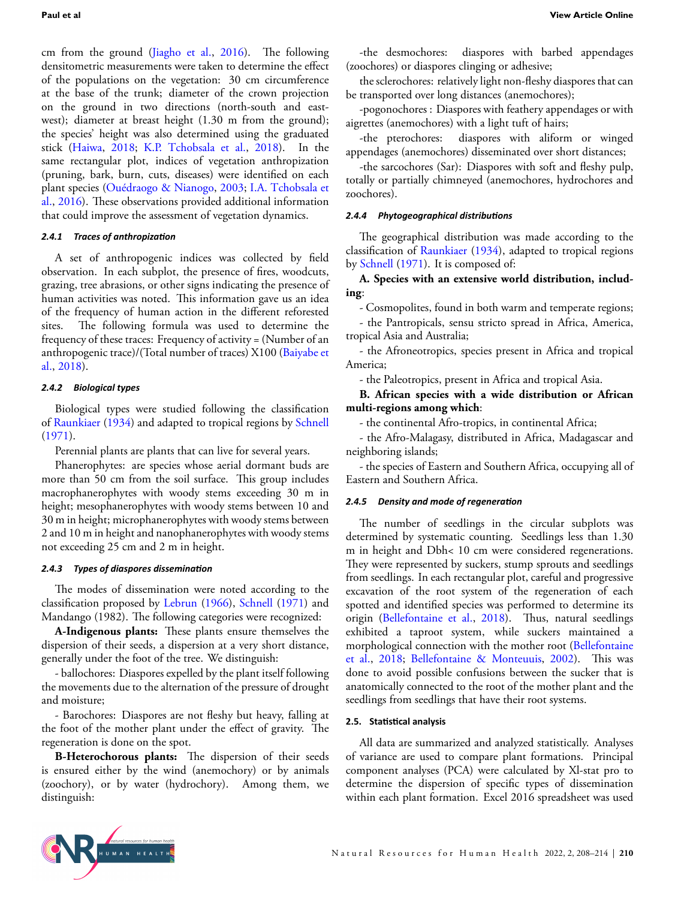cm from the ground (Jiagho et al., 2016). The following densitometric measurements were taken to determine the effect of the populations on the vegetation: 30 cm circumference at the base of the trunk; diameter of the crown projection on the ground in two directions (north-south and east-west); diameter at breast height (1.30 m from the ground); the species' height was also determined using the graduated stick (Haiwa, 2018; K.P. Tchobsala et al., 2018). In the same rectangular plot, indices of vegetation anthropization (pruning, bark, burn, cuts, diseases) were identified on each plant species (Ouédraogo & Nianogo, 2003; I.A. Tchobsala et al., 2016). These observations provided additional information that could improve the assessment of vegetation dynamics.

#### 2.4.1 Traces of anthropization

A set of anthropogenic indices was collected by field observation. In each subplot, the presence of fires, woodcuts, grazing, tree abrasions, or other signs indicating the presence of human activities was noted. This information gave us an idea of the frequency of human action in the different reforested sites. The following formula was used to determine the frequency of these traces: Frequency of activity = (Number of an anthropogenic trace)/(Total number of traces) X100 (Baiyabe et al., 2018).

#### 2.4.2 Biological types

Biological types were studied following the classification of Raunkiaer (1934) and adapted to tropical regions by Schnell (1971).

Perennial plants are plants that can live for several years.

Phanerophytes: are species whose aerial dormant buds are more than 50 cm from the soil surface. This group includes macrophanerophytes with woody stems exceeding 30 m in height; mesophanerophytes with woody stems between 10 and 30 m in height; microphanerophytes with woody stems between 2 and 10 m in height and nanophanerophytes with woody stems not exceeding 25 cm and 2 m in height.

#### 2.4.3 Types of diaspores dissemination

The modes of dissemination were noted according to the classification proposed by Lebrun (1966), Schnell (1971) and Mandango (1982). The following categories were recognized:

**A-Indigenous plants:** These plants ensure themselves the dispersion of their seeds, a dispersion at a very short distance, generally under the foot of the tree. We distinguish:

- ballochores: Diaspores expelled by the plant itself following the movements due to the alternation of the pressure of drought and moisture;

- Barochores: Diaspores are not fleshy but heavy, falling at the foot of the mother plant under the effect of gravity. The regeneration is done on the spot.

**B-Heterochorous plants:** The dispersion of their seeds is ensured either by the wind (anemochory) or by animals (zoochory), or by water (hydrochory). Among them, we distinguish:

-the desmochores: diaspores with barbed appendages (zoochores) or diaspores clinging or adhesive;

the sclerochores: relatively light non-fleshy diaspores that can be transported over long distances (anemochores);

-pogonochores : Diaspores with feathery appendages or with aigrettes (anemochores) with a light tuft of hairs;

-the pterochores: diaspores with aliform or winged appendages (anemochores) disseminated over short distances;

-the sarcochores (Sar): Diaspores with soft and fleshy pulp, totally or partially chimneyed (anemochores, hydrochores and zoochores).

#### 2.4.4 Phytogeographical distributions

The geographical distribution was made according to the classification of Raunkiaer (1934), adapted to tropical regions by Schnell (1971). It is composed of:

**A. Species with an extensive world distribution, including**:

- Cosmopolites, found in both warm and temperate regions;
- the Pantropicals, sensu stricto spread in Africa, America, tropical Asia and Australia;
- the Afroneotropics, species present in Africa and tropical America;
- the Paleotropics, present in Africa and tropical Asia.

**B. African species with a wide distribution or African multi-regions among which**:

- the continental Afro-tropics, in continental Africa;
- the Afro-Malagasy, distributed in Africa, Madagascar and neighboring islands;
- the species of Eastern and Southern Africa, occupying all of Eastern and Southern Africa.

#### 2.4.5 Density and mode of regeneration

The number of seedlings in the circular subplots was determined by systematic counting. Seedlings less than 1.30 m in height and Dbh< 10 cm were considered regenerations. They were represented by suckers, stump sprouts and seedlings from seedlings. In each rectangular plot, careful and progressive excavation of the root system of the regeneration of each spotted and identified species was performed to determine its origin (Bellefontaine et al., 2018). Thus, natural seedlings exhibited a taproot system, while suckers maintained a morphological connection with the mother root (Bellefontaine et al., 2018; Bellefontaine & Monteuuis, 2002). This was done to avoid possible confusions between the sucker that is anatomically connected to the root of the mother plant and the seedlings from seedlings that have their root systems.

### 2.5. Statistical analysis

All data are summarized and analyzed statistically. Analyses of variance are used to compare plant formations. Principal component analyses (PCA) were calculated by Xl-stat pro to determine the dispersion of specific types of dissemination within each plant formation. Excel 2016 spreadsheet was used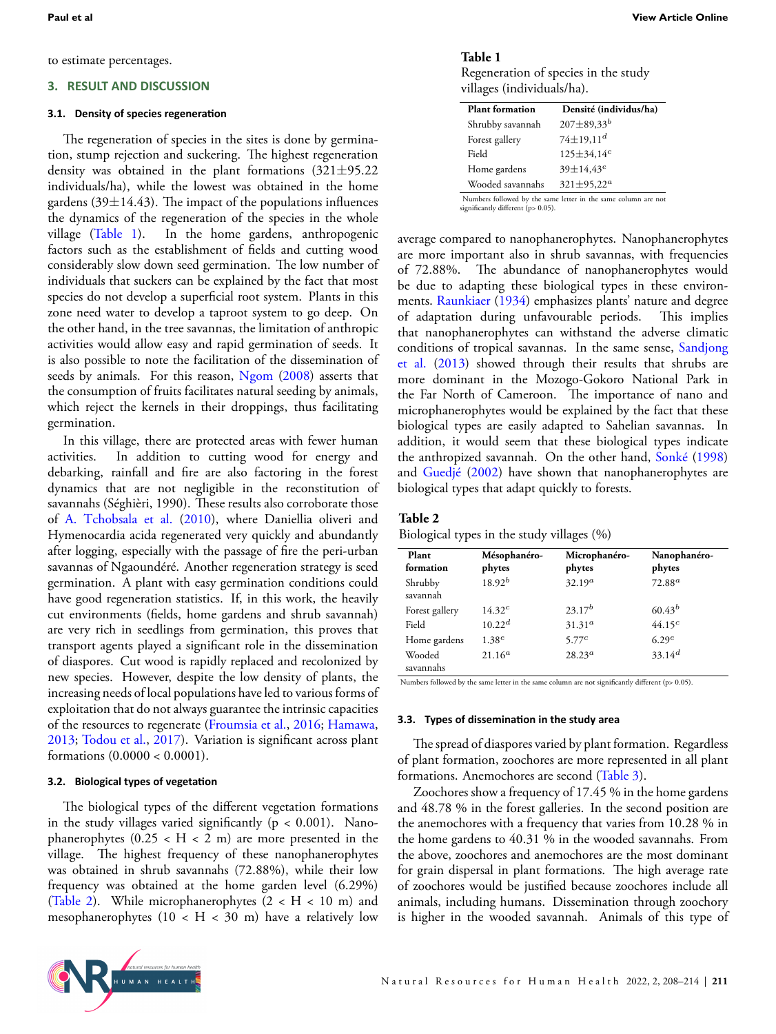to estimate percentages.

## 3. RESULT AND DISCUSSION

### 3.1. Density of species regeneration

The regeneration of species in the sites is done by germination, stump rejection and suckering. The highest regeneration density was obtained in the plant formations (321±95.22 individuals/ha), while the lowest was obtained in the home gardens (39±14.43). The impact of the populations influences the dynamics of the regeneration of the species in the whole village (Table 1). In the home gardens, anthropogenic factors such as the establishment of fields and cutting wood considerably slow down seed germination. The low number of individuals that suckers can be explained by the fact that most species do not develop a superficial root system. Plants in this zone need water to develop a taproot system to go deep. On the other hand, in the tree savannas, the limitation of anthropic activities would allow easy and rapid germination of seeds. It is also possible to note the facilitation of the dissemination of seeds by animals. For this reason, Ngom (2008) asserts that the consumption of fruits facilitates natural seeding by animals, which reject the kernels in their droppings, thus facilitating germination.

In this village, there are protected areas with fewer human activities. In addition to cutting wood for energy and debarking, rainfall and fire are also factoring in the forest dynamics that are not negligible in the reconstitution of savannahs (Séghièri, 1990). These results also corroborate those of A. Tchobsala et al. (2010), where Daniellia oliveri and Hymenocardia acida regenerated very quickly and abundantly after logging, especially with the passage of fire the peri-urban savannas of Ngaoundéré. Another regeneration strategy is seed germination. A plant with easy germination conditions could have good regeneration statistics. If, in this work, the heavily cut environments (fields, home gardens and shrub savannah) are very rich in seedlings from germination, this proves that transport agents played a significant role in the dissemination of diaspores. Cut wood is rapidly replaced and recolonized by new species. However, despite the low density of plants, the increasing needs of local populations have led to various forms of exploitation that do not always guarantee the intrinsic capacities of the resources to regenerate (Froumsia et al., 2016; Hamawa, 2013; Todou et al., 2017). Variation is significant across plant formations (0.0000 < 0.0001).

**Table 1**
Regeneration of species in the study villages (individuals/ha).

| Plant formation | Densité (individus/ha) |
|---|---|
| Shrubby savannah | 207±89,33$^b$ |
| Forest gallery | 74±19,11$^d$ |
| Field | 125±34,14$^c$ |
| Home gardens | 39±14,43$^e$ |
| Wooded savannahs | 321±95,22$^a$ |

Numbers followed by the same letter in the same column are not significantly different (p> 0.05).

### 3.2. Biological types of vegetation

The biological types of the different vegetation formations in the study villages varied significantly ($p < 0.001$). Nanophanerophytes ($0.25 < H < 2$ m) are more presented in the village. The highest frequency of these nanophanerophytes was obtained in shrub savannahs (72.88%), while their low frequency was obtained at the home garden level (6.29%) (Table 2). While microphanerophytes ($2 < H < 10$ m) and mesophanerophytes ($10 < H < 30$ m) have a relatively low average compared to nanophanerophytes. Nanophanerophytes are more important also in shrub savannas, with frequencies of 72.88%. The abundance of nanophanerophytes would be due to adapting these biological types in these environments. Raunkiaer (1934) emphasizes plants' nature and degree of adaptation during unfavourable periods. This implies that nanophanerophytes can withstand the adverse climatic conditions of tropical savannas. In the same sense, Sandjong et al. (2013) showed through their results that shrubs are more dominant in the Mozogo-Gokoro National Park in the Far North of Cameroon. The importance of nano and microphanerophytes would be explained by the fact that these biological types are easily adapted to Sahelian savannas. In addition, it would seem that these biological types indicate the anthropized savannah. On the other hand, Sonké (1998) and Guedjé (2002) have shown that nanophanerophytes are biological types that adapt quickly to forests.

**Table 2**
Biological types in the study villages (%)

| Plant formation | Mésophanéro-phytes | Microphanéro-phytes | Nanophanéro-phytes |
|---|---|---|---|
| Shrubby savannah | 18.92$^b$ | 32.19$^a$ | 72.88$^a$ |
| Forest gallery | 14.32$^c$ | 23.17$^b$ | 60.43$^b$ |
| Field | 10.22$^d$ | 31.31$^a$ | 44.15$^c$ |
| Home gardens | 1.38$^e$ | 5.77$^c$ | 6.29$^e$ |
| Wooded savannahs | 21.16$^a$ | 28.23$^a$ | 33.14$^d$ |

Numbers followed by the same letter in the same column are not significantly different (p> 0.05).

### 3.3. Types of dissemination in the study area

The spread of diaspores varied by plant formation. Regardless of plant formation, zoochores are more represented in all plant formations. Anemochores are second (Table 3).

Zoochores show a frequency of 17.45 % in the home gardens and 48.78 % in the forest galleries. In the second position are the anemochores with a frequency that varies from 10.28 % in the home gardens to 40.31 % in the wooded savannahs. From the above, zoochores and anemochores are the most dominant for grain dispersal in plant formations. The high average rate of zoochores would be justified because zoochores include all animals, including humans. Dissemination through zoochory is higher in the wooded savannah. Animals of this type of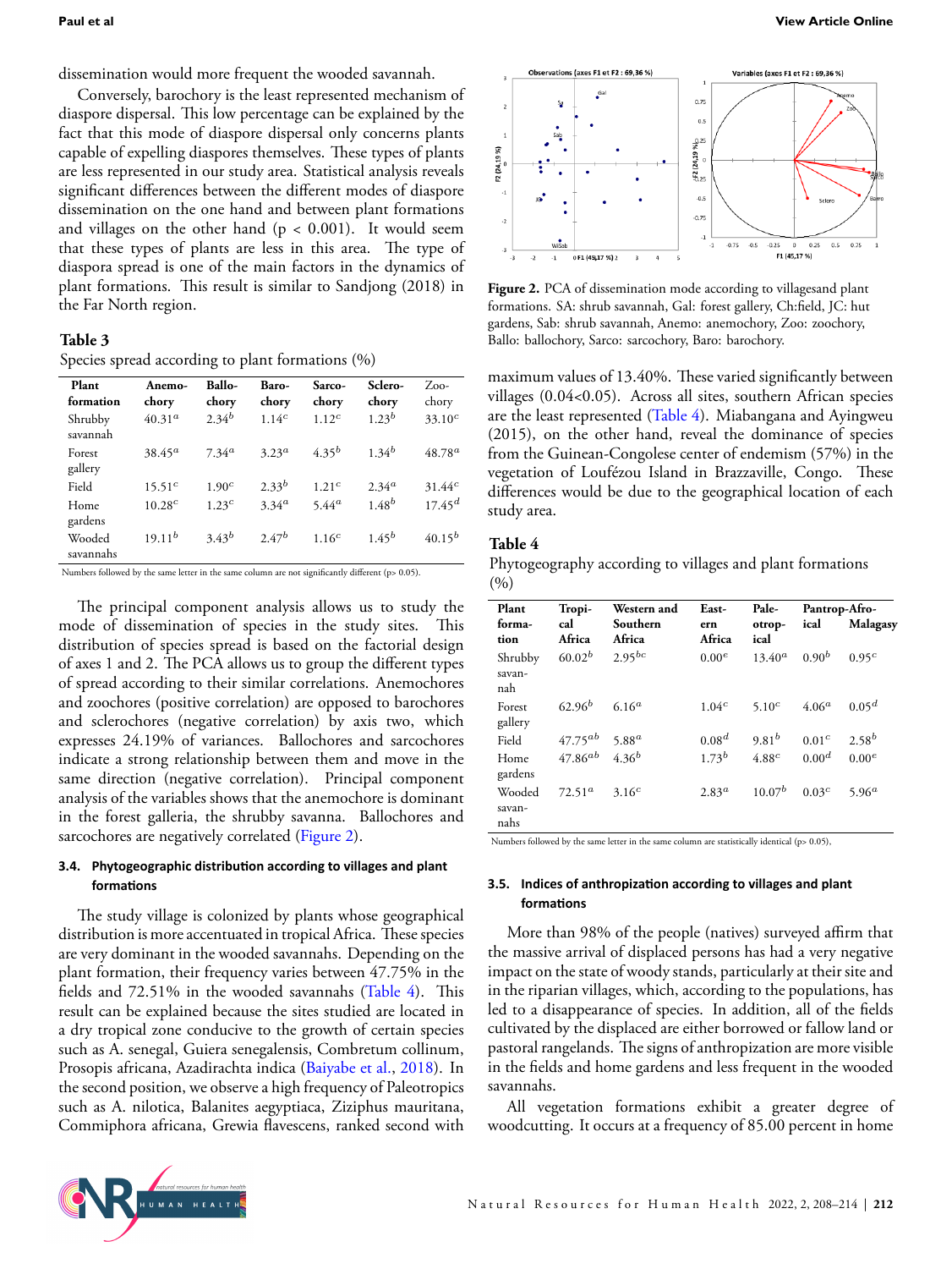dissemination would more frequent the wooded savannah.

Conversely, barochory is the least represented mechanism of diaspore dispersal. This low percentage can be explained by the fact that this mode of diaspore dispersal only concerns plants capable of expelling diaspores themselves. These types of plants are less represented in our study area. Statistical analysis reveals significant differences between the different modes of diaspore dissemination on the one hand and between plant formations and villages on the other hand ($p < 0.001$). It would seem that these types of plants are less in this area. The type of diaspora spread is one of the main factors in the dynamics of plant formations. This result is similar to Sandjong (2018) in the Far North region.

**Table 3**

Species spread according to plant formations (%)

| Plant formation | Anemochory | Ballochory | Barochory | Sarcochory | Sclerochory | Zoochory |
|---|---|---|---|---|---|---|
| Shrubby savannah | $40.31^a$ | $2.34^b$ | $1.14^c$ | $1.12^c$ | $1.23^b$ | $33.10^c$ |
| Forest gallery | $38.45^a$ | $7.34^a$ | $3.23^a$ | $4.35^b$ | $1.34^b$ | $48.78^a$ |
| Field | $15.51^c$ | $1.90^c$ | $2.33^b$ | $1.21^c$ | $2.34^a$ | $31.44^c$ |
| Home gardens | $10.28^c$ | $1.23^c$ | $3.34^a$ | $5.44^a$ | $1.48^b$ | $17.45^d$ |
| Wooded savannahs | $19.11^b$ | $3.43^b$ | $2.47^b$ | $1.16^c$ | $1.45^b$ | $40.15^b$ |

Numbers followed by the same letter in the same column are not significantly different ($p > 0.05$).

The principal component analysis allows us to study the mode of dissemination of species in the study sites. This distribution of species spread is based on the factorial design of axes 1 and 2. The PCA allows us to group the different types of spread according to their similar correlations. Anemochores and zoochores (positive correlation) are opposed to barochores and sclerochores (negative correlation) by axis two, which expresses 24.19% of variances. Ballochores and sarcochores indicate a strong relationship between them and move in the same direction (negative correlation). Principal component analysis of the variables shows that the anemochore is dominant in the forest galleria, the shrubby savanna. Ballochores and sarcochores are negatively correlated (Figure 2).

**Figure 2.** PCA of dissemination mode according to villagesand plant formations. SA: shrub savannah, Gal: forest gallery, Ch:field, JC: hut gardens, Sab: shrub savannah, Anemo: anemochory, Zoo: zoochory, Ballo: ballochory, Sarco: sarcochory, Baro: barochory.

### 3.4. Phytogeographic distribution according to villages and plant formations

The study village is colonized by plants whose geographical distribution is more accentuated in tropical Africa. These species are very dominant in the wooded savannahs. Depending on the plant formation, their frequency varies between 47.75% in the fields and 72.51% in the wooded savannahs (Table 4). This result can be explained because the sites studied are located in a dry tropical zone conducive to the growth of certain species such as A. senegal, Guiera senegalensis, Combretum collinum, Prosopis africana, Azadirachta indica (Baiyabe et al., 2018). In the second position, we observe a high frequency of Paleotropics such as A. nilotica, Balanites aegyptiaca, Ziziphus mauritana, Commiphora africana, Grewia flavescens, ranked second with maximum values of 13.40%. These varied significantly between villages (0.04<0.05). Across all sites, southern African species are the least represented (Table 4). Miabangana and Ayingweu (2015), on the other hand, reveal the dominance of species from the Guinean-Congolese center of endemism (57%) in the vegetation of Loufézou Island in Brazzaville, Congo. These differences would be due to the geographical location of each study area.

**Table 4**

Phytogeography according to villages and plant formations (%)

| Plant formation | Tropical Africa | Western and Southern Africa | Eastern Africa | Paleotropical | Pantropical | Afro-Malagasy |
|---|---|---|---|---|---|---|
| Shrubby savannah | $60.02^b$ | $2.95^{bc}$ | $0.00^e$ | $13.40^a$ | $0.90^b$ | $0.95^c$ |
| Forest gallery | $62.96^b$ | $6.16^a$ | $1.04^c$ | $5.10^c$ | $4.06^a$ | $0.05^d$ |
| Field | $47.75^{ab}$ | $5.88^a$ | $0.08^d$ | $9.81^b$ | $0.01^c$ | $2.58^b$ |
| Home gardens | $47.86^{ab}$ | $4.36^b$ | $1.73^b$ | $4.88^c$ | $0.00^d$ | $0.00^e$ |
| Wooded savannahs | $72.51^a$ | $3.16^c$ | $2.83^a$ | $10.07^b$ | $0.03^c$ | $5.96^a$ |

Numbers followed by the same letter in the same column are statistically identical ($p > 0.05$).

### 3.5. Indices of anthropization according to villages and plant formations

More than 98% of the people (natives) surveyed affirm that the massive arrival of displaced persons has had a very negative impact on the state of woody stands, particularly at their site and in the riparian villages, which, according to the populations, has led to a disappearance of species. In addition, all of the fields cultivated by the displaced are either borrowed or fallow land or pastoral rangelands. The signs of anthropization are more visible in the fields and home gardens and less frequent in the wooded savannahs.

All vegetation formations exhibit a greater degree of woodcutting. It occurs at a frequency of 85.00 percent in home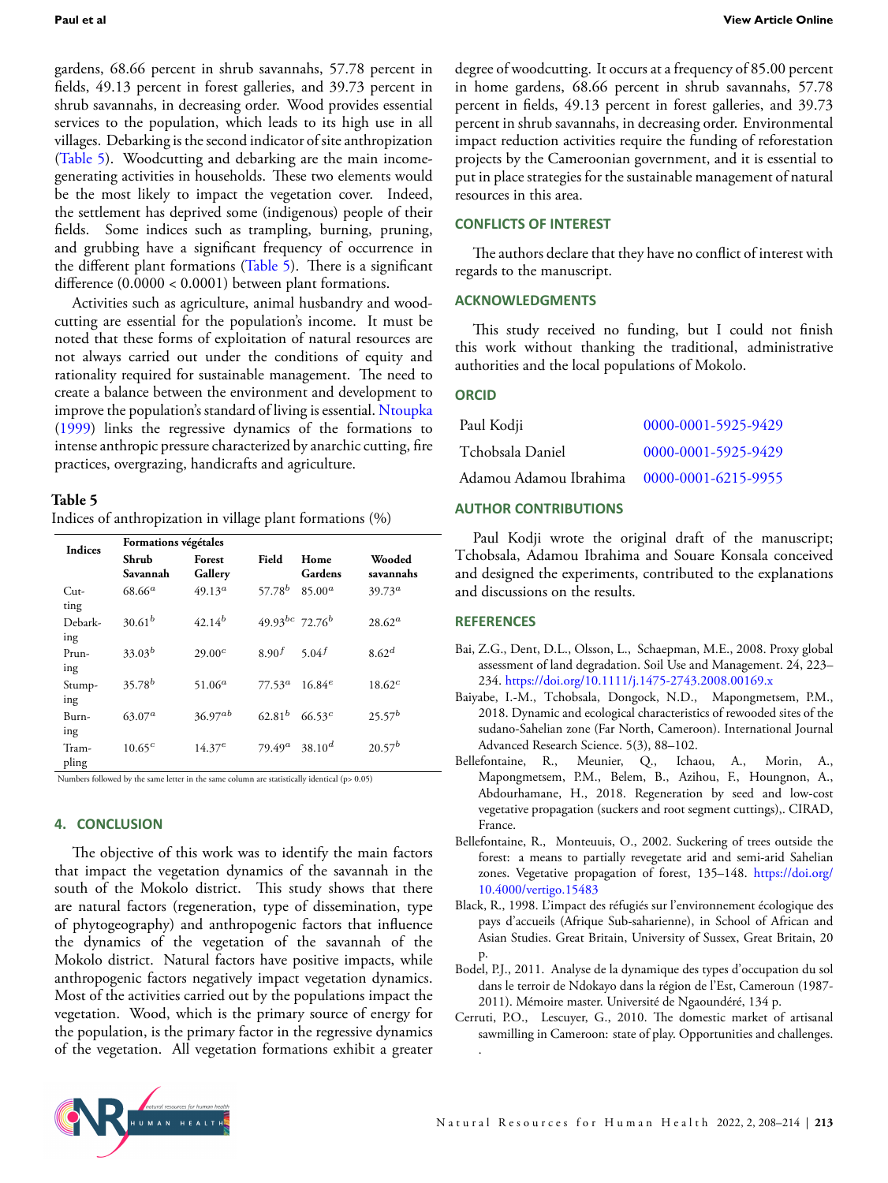gardens, 68.66 percent in shrub savannahs, 57.78 percent in fields, 49.13 percent in forest galleries, and 39.73 percent in shrub savannahs, in decreasing order. Wood provides essential services to the population, which leads to its high use in all villages. Debarking is the second indicator of site anthropization (Table 5). Woodcutting and debarking are the main income-generating activities in households. These two elements would be the most likely to impact the vegetation cover. Indeed, the settlement has deprived some (indigenous) people of their fields. Some indices such as trampling, burning, pruning, and grubbing have a significant frequency of occurrence in the different plant formations (Table 5). There is a significant difference (0.0000 < 0.0001) between plant formations.

Activities such as agriculture, animal husbandry and woodcutting are essential for the population's income. It must be noted that these forms of exploitation of natural resources are not always carried out under the conditions of equity and rationality required for sustainable management. The need to create a balance between the environment and development to improve the population's standard of living is essential. Ntoupka (1999) links the regressive dynamics of the formations to intense anthropic pressure characterized by anarchic cutting, fire practices, overgrazing, handicrafts and agriculture.

**Table 5**

Indices of anthropization in village plant formations (%)

| Indices | Formations végétales | | | | |
|---|---|---|---|---|---|
| | Shrub Savannah | Forest Gallery | Field | Home Gardens | Wooded savannahs |
| Cutting | $68.66^{a}$ | $49.13^{a}$ | $57.78^{b}$ | $85.00^{a}$ | $39.73^{a}$ |
| Debarking | $30.61^{b}$ | $42.14^{b}$ | $49.93^{bc}$ | $72.76^{b}$ | $28.62^{a}$ |
| Pruning | $33.03^{b}$ | $29.00^{c}$ | $8.90^{f}$ | $5.04^{f}$ | $8.62^{d}$ |
| Stumping | $35.78^{b}$ | $51.06^{a}$ | $77.53^{a}$ | $16.84^{e}$ | $18.62^{c}$ |
| Burning | $63.07^{a}$ | $36.97^{ab}$ | $62.81^{b}$ | $66.53^{c}$ | $25.57^{b}$ |
| Trampling | $10.65^{c}$ | $14.37^{e}$ | $79.49^{a}$ | $38.10^{d}$ | $20.57^{b}$ |

Numbers followed by the same letter in the same column are statistically identical (p> 0.05)

## 4. CONCLUSION

The objective of this work was to identify the main factors that impact the vegetation dynamics of the savannah in the south of the Mokolo district. This study shows that there are natural factors (regeneration, type of dissemination, type of phytogeography) and anthropogenic factors that influence the dynamics of the vegetation of the savannah of the Mokolo district. Natural factors have positive impacts, while anthropogenic factors negatively impact vegetation dynamics. Most of the activities carried out by the populations impact the vegetation. Wood, which is the primary source of energy for the population, is the primary factor in the regressive dynamics of the vegetation. All vegetation formations exhibit a greater degree of woodcutting. It occurs at a frequency of 85.00 percent in home gardens, 68.66 percent in shrub savannahs, 57.78 percent in fields, 49.13 percent in forest galleries, and 39.73 percent in shrub savannahs, in decreasing order. Environmental impact reduction activities require the funding of reforestation projects by the Cameroonian government, and it is essential to put in place strategies for the sustainable management of natural resources in this area.

## CONFLICTS OF INTEREST

The authors declare that they have no conflict of interest with regards to the manuscript.

## ACKNOWLEDGMENTS

This study received no funding, but I could not finish this work without thanking the traditional, administrative authorities and the local populations of Mokolo.

## ORCID

| | |
|---|---|
| Paul Kodji | 0000-0001-5925-9429 |
| Tchobsala Daniel | 0000-0001-5925-9429 |
| Adamou Adamou Ibrahima | 0000-0001-6215-9955 |

## AUTHOR CONTRIBUTIONS

Paul Kodji wrote the original draft of the manuscript; Tchobsala, Adamou Ibrahima and Souare Konsala conceived and designed the experiments, contributed to the explanations and discussions on the results.

## REFERENCES

Bai, Z.G., Dent, D.L., Olsson, L., Schaepman, M.E., 2008. Proxy global assessment of land degradation. Soil Use and Management. 24, 223–234. https://doi.org/10.1111/j.1475-2743.2008.00169.x

Baiyabe, I.-M., Tchobsala, Dongock, N.D., Mapongmetsem, P.M., 2018. Dynamic and ecological characteristics of rewooded sites of the sudano-Sahelian zone (Far North, Cameroon). International Journal Advanced Research Science. 5(3), 88–102.

Bellefontaine, R., Meunier, Q., Ichaou, A., Morin, A., Mapongmetsem, P.M., Belem, B., Azihou, F., Houngnon, A., Abdourhamane, H., 2018. Regeneration by seed and low-cost vegetative propagation (suckers and root segment cuttings),. CIRAD, France.

Bellefontaine, R., Monteuuis, O., 2002. Suckering of trees outside the forest: a means to partially revegetate arid and semi-arid Sahelian zones. Vegetative propagation of forest, 135–148. https://doi.org/10.4000/vertigo.15483

Black, R., 1998. L'impact des réfugiés sur l'environnement écologique des pays d'accueils (Afrique Sub-saharienne), in School of African and Asian Studies. Great Britain, University of Sussex, Great Britain, 20 p.

Bodel, P.J., 2011. Analyse de la dynamique des types d'occupation du sol dans le terroir de Ndokayo dans la région de l'Est, Cameroun (1987-2011). Mémoire master. Université de Ngaoundéré, 134 p.

Cerruti, P.O., Lescuyer, G., 2010. The domestic market of artisanal sawmilling in Cameroon: state of play. Opportunities and challenges.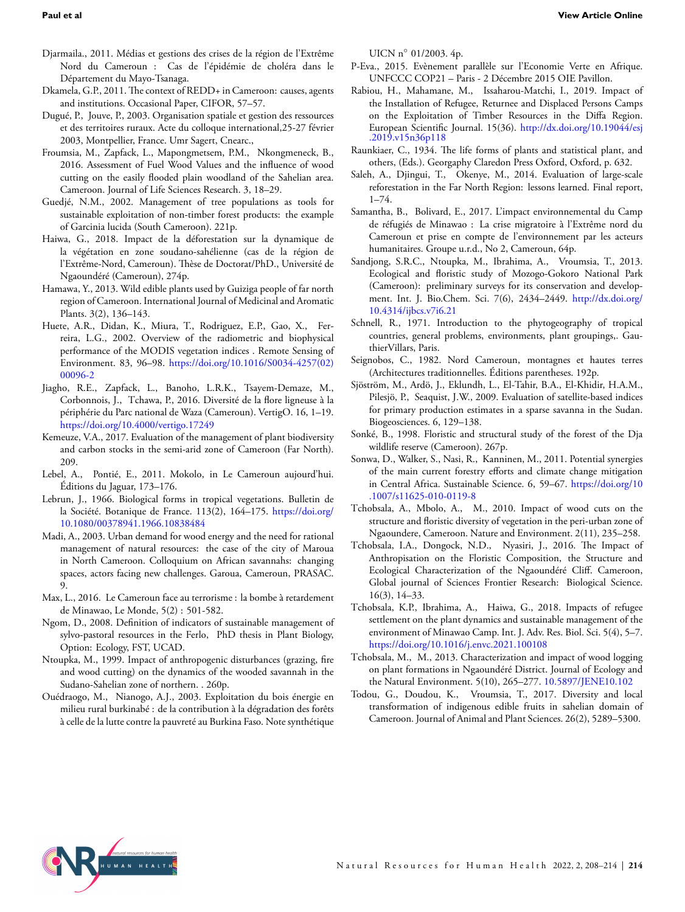Djarmaila., 2011. Médias et gestions des crises de la région de l'Extrême Nord du Cameroun : Cas de l'épidémie de choléra dans le Département du Mayo-Tsanaga.

Dkamela, G.P., 2011. The context of REDD+ in Cameroon: causes, agents and institutions. Occasional Paper, CIFOR, 57–57.

Dugué, P., Jouve, P., 2003. Organisation spatiale et gestion des ressources et des territoires ruraux. Acte du colloque international,25-27 février 2003, Montpellier, France. Umr Sagert, Cnearc.,

Froumsia, M., Zapfack, L., Mapongmetsem, P.M., Nkongmeneck, B., 2016. Assessment of Fuel Wood Values and the influence of wood cutting on the easily flooded plain woodland of the Sahelian area. Cameroon. Journal of Life Sciences Research. 3, 18–29.

Guedjé, N.M., 2002. Management of tree populations as tools for sustainable exploitation of non-timber forest products: the example of Garcinia lucida (South Cameroon). 221p.

Haiwa, G., 2018. Impact de la déforestation sur la dynamique de la végétation en zone soudano-sahélienne (cas de la région de l'Extrême-Nord, Cameroun). Thèse de Doctorat/PhD., Université de Ngaoundéré (Cameroun), 274p.

Hamawa, Y., 2013. Wild edible plants used by Guiziga people of far north region of Cameroon. International Journal of Medicinal and Aromatic Plants. 3(2), 136–143.

Huete, A.R., Didan, K., Miura, T., Rodriguez, E.P., Gao, X., Ferreira, L.G., 2002. Overview of the radiometric and biophysical performance of the MODIS vegetation indices . Remote Sensing of Environment. 83, 96–98. https://doi.org/10.1016/S0034-4257(02)00096-2

Jiagho, R.E., Zapfack, L., Banoho, L.R.K., Tsayem-Demaze, M., Corbonnois, J., Tchawa, P., 2016. Diversité de la flore ligneuse à la périphérie du Parc national de Waza (Cameroun). VertigO. 16, 1–19. https://doi.org/10.4000/vertigo.17249

Kemeuze, V.A., 2017. Evaluation of the management of plant biodiversity and carbon stocks in the semi-arid zone of Cameroon (Far North). 209.

Lebel, A., Pontié, E., 2011. Mokolo, in Le Cameroun aujourd'hui. Éditions du Jaguar, 173–176.

Lebrun, J., 1966. Biological forms in tropical vegetations. Bulletin de la Société. Botanique de France. 113(2), 164–175. https://doi.org/10.1080/00378941.1966.10838484

Madi, A., 2003. Urban demand for wood energy and the need for rational management of natural resources: the case of the city of Maroua in North Cameroon. Colloquium on African savannahs: changing spaces, actors facing new challenges. Garoua, Cameroun, PRASAC. 9.

Max, L., 2016. Le Cameroun face au terrorisme : la bombe à retardement de Minawao, Le Monde, 5(2) : 501-582.

Ngom, D., 2008. Definition of indicators of sustainable management of sylvo-pastoral resources in the Ferlo, PhD thesis in Plant Biology, Option: Ecology, FST, UCAD.

Ntoupka, M., 1999. Impact of anthropogenic disturbances (grazing, fire and wood cutting) on the dynamics of the wooded savannah in the Sudano-Sahelian zone of northern. . 260p.

Ouédraogo, M., Nianogo, A.J., 2003. Exploitation du bois énergie en milieu rural burkinabé : de la contribution à la dégradation des forêts à celle de la lutte contre la pauvreté au Burkina Faso. Note synthétique UICN n° 01/2003. 4p.

P-Eva., 2015. Evènement parallèle sur l'Economie Verte en Afrique. UNFCCC COP21 – Paris - 2 Décembre 2015 OIE Pavillon.

Rabiou, H., Mahamane, M., Issaharou-Matchi, I., 2019. Impact of the Installation of Refugee, Returnee and Displaced Persons Camps on the Exploitation of Timber Resources in the Diffa Region. European Scientific Journal. 15(36). http://dx.doi.org/10.19044/esj.2019.v15n36p118

Raunkiaer, C., 1934. The life forms of plants and statistical plant, and others, (Eds.). Georgaphy Claredon Press Oxford, Oxford, p. 632.

Saleh, A., Djingui, T., Okenye, M., 2014. Evaluation of large-scale reforestation in the Far North Region: lessons learned. Final report, 1–74.

Samantha, B., Bolivard, E., 2017. L'impact environnemental du Camp de réfugiés de Minawao : La crise migratoire à l'Extrême nord du Cameroun et prise en compte de l'environnement par les acteurs humanitaires. Groupe u.r.d., No 2, Cameroun, 64p.

Sandjong, S.R.C., Ntoupka, M., Ibrahima, A., Vroumsia, T., 2013. Ecological and floristic study of Mozogo-Gokoro National Park (Cameroon): preliminary surveys for its conservation and development. Int. J. Bio.Chem. Sci. 7(6), 2434–2449. http://dx.doi.org/10.4314/ijbcs.v7i6.21

Schnell, R., 1971. Introduction to the phytogeography of tropical countries, general problems, environments, plant groupings,. GauthierVillars, Paris.

Seignobos, C., 1982. Nord Cameroun, montagnes et hautes terres (Architectures traditionnelles. Éditions parentheses. 192p.

Sjöström, M., Ardö, J., Eklundh, L., El-Tahir, B.A., El-Khidir, H.A.M., Pilesjö, P., Seaquist, J.W., 2009. Evaluation of satellite-based indices for primary production estimates in a sparse savanna in the Sudan. Biogeosciences. 6, 129–138.

Sonké, B., 1998. Floristic and structural study of the forest of the Dja wildlife reserve (Cameroon). 267p.

Sonwa, D., Walker, S., Nasi, R., Kanninen, M., 2011. Potential synergies of the main current forestry efforts and climate change mitigation in Central Africa. Sustainable Science. 6, 59–67. https://doi.org/10.1007/s11625-010-0119-8

Tchobsala, A., Mbolo, A., M., 2010. Impact of wood cuts on the structure and floristic diversity of vegetation in the peri-urban zone of Ngaoundere, Cameroon. Nature and Environment. 2(11), 235–258.

Tchobsala, I.A., Dongock, N.D., Nyasiri, J., 2016. The Impact of Anthropisation on the Floristic Composition, the Structure and Ecological Characterization of the Ngaoundéré Cliff. Cameroon, Global journal of Sciences Frontier Research: Biological Science. 16(3), 14–33.

Tchobsala, K.P., Ibrahima, A., Haiwa, G., 2018. Impacts of refugee settlement on the plant dynamics and sustainable management of the environment of Minawao Camp. Int. J. Adv. Res. Biol. Sci. 5(4), 5–7. https://doi.org/10.1016/j.envc.2021.100108

Tchobsala, M., M., 2013. Characterization and impact of wood logging on plant formations in Ngaoundéré District. Journal of Ecology and the Natural Environment. 5(10), 265–277. 10.5897/JENE10.102

Todou, G., Doudou, K., Vroumsia, T., 2017. Diversity and local transformation of indigenous edible fruits in sahelian domain of Cameroon. Journal of Animal and Plant Sciences. 26(2), 5289–5300.